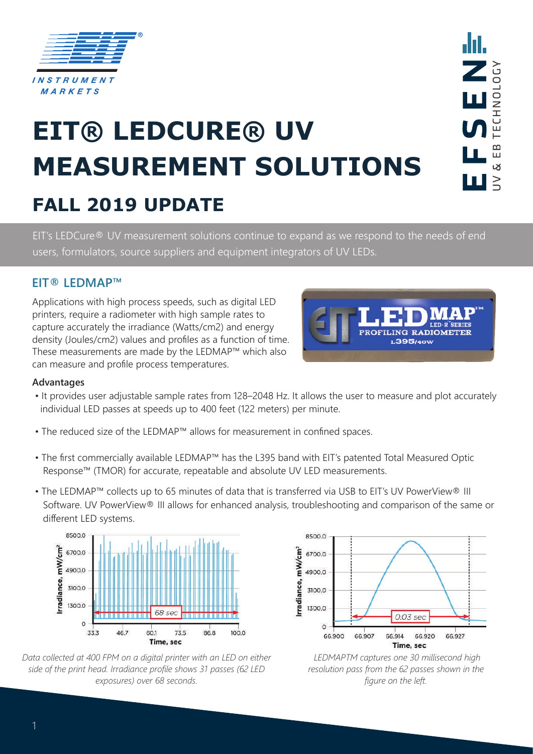# EIT® LEDCURE® UV MEASUREMENT SOLUTIONS

## FALL 2019 UPDATE

EIT's LEDCure® UV measurement solutions continue to expand as we respond to the needs of end users, formulators, source suppliers and equipment integrators of UV LEDs.

### EIT® LEDMAP™

Applications with high process speeds, such as digital LED printers, require a radiometer with high sample rates to capture accurately the irradiance (Watts/cm2) and energy density (Joules/cm2) values and profiles as a function of time. These measurements are made by the LEDMAP™ which also can measure and profile process temperatures.

**Advantages**

- It provides user adjustable sample rates from 128–2048 Hz. It allows the user to measure and plot accurately individual LED passes at speeds up to 400 feet (122 meters) per minute.
- The reduced size of the LEDMAP™ allows for measurement in confined spaces.
- The first commercially available LEDMAP™ has the L395 band with EIT's patented Total Measured Optic Response™ (TMOR) for accurate, repeatable and absolute UV LED measurements.
- The LEDMAP™ collects up to 65 minutes of data that is transferred via USB to EIT's UV PowerView® III Software. UV PowerView® III allows for enhanced analysis, troubleshooting and comparison of the same or different LED systems.

*Data collected at 400 FPM on a digital printer with an LED on either side of the print head. Irradiance profile shows 31 passes (62 LED exposures) over 68 seconds.*

*LEDMAPTM captures one 30 millisecond high resolution pass from the 62 passes shown in the figure on the left.*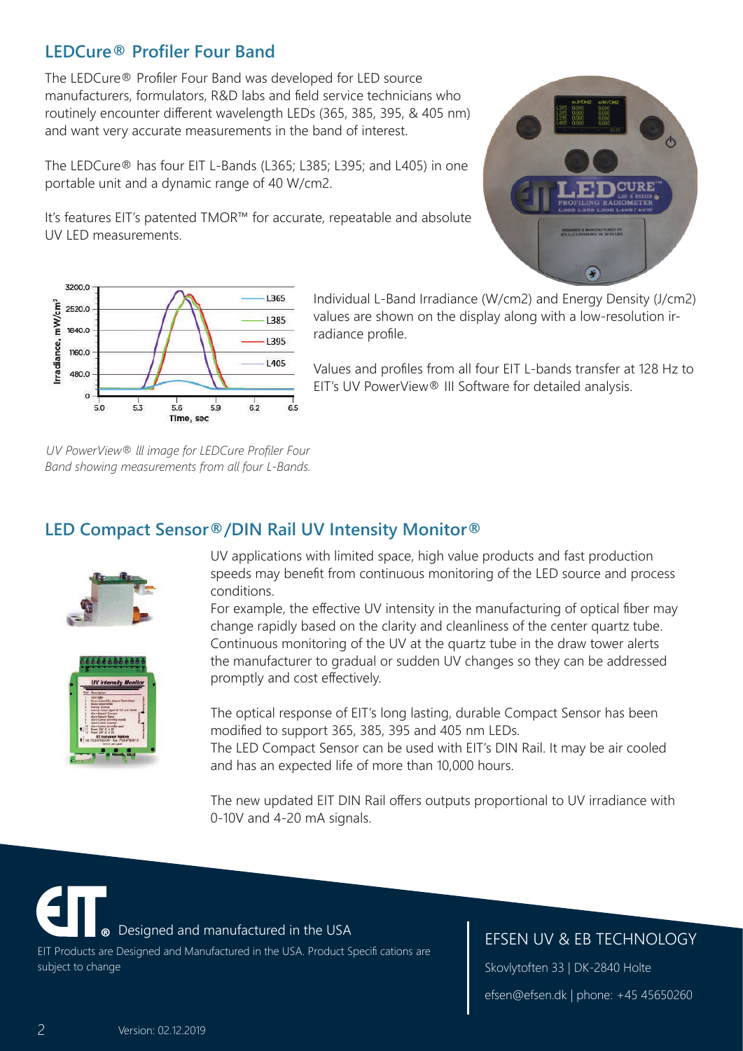## LEDCure® Profiler Four Band

The LEDCure® Profiler Four Band was developed for LED source manufacturers, formulators, R&D labs and field service technicians who routinely encounter different wavelength LEDs (365, 385, 395, & 405 nm) and want very accurate measurements in the band of interest.

The LEDCure® has four EIT L-Bands (L365; L385; L395; and L405) in one portable unit and a dynamic range of 40 W/cm2.

It's features EIT's patented TMOR™ for accurate, repeatable and absolute UV LED measurements.

Irradiance, mW/cm²
3200.0
2520.0
1840.0
1160.0
480.0
0
5.0
5.3
5.6
5.9
6.2
6.5
Time, sec
L365
L385
L395
L405

Individual L-Band Irradiance (W/cm2) and Energy Density (J/cm2) values are shown on the display along with a low-resolution irradiance profile.

Values and profiles from all four EIT L-bands transfer at 128 Hz to EIT's UV PowerView® III Software for detailed analysis.

*UV PowerView® lll image for LEDCure Profiler Four Band showing measurements from all four L-Bands.*

## LED Compact Sensor®/DIN Rail UV Intensity Monitor®

UV applications with limited space, high value products and fast production speeds may benefit from continuous monitoring of the LED source and process conditions.

For example, the effective UV intensity in the manufacturing of optical fiber may change rapidly based on the clarity and cleanliness of the center quartz tube. Continuous monitoring of the UV at the quartz tube in the draw tower alerts the manufacturer to gradual or sudden UV changes so they can be addressed promptly and cost effectively.

The optical response of EIT's long lasting, durable Compact Sensor has been modified to support 365, 385, 395 and 405 nm LEDs.

The LED Compact Sensor can be used with EIT's DIN Rail. It may be air cooled and has an expected life of more than 10,000 hours.

The new updated EIT DIN Rail offers outputs proportional to UV irradiance with 0-10V and 4-20 mA signals.

Designed and manufactured in the USA

EIT Products are Designed and Manufactured in the USA. Product Specifi cations are subject to change

EFSEN UV & EB TECHNOLOGY

Skovlytoften 33 | DK-2840 Holte

efsen@efsen.dk | phone: +45 45650260

Version: 02.12.2019